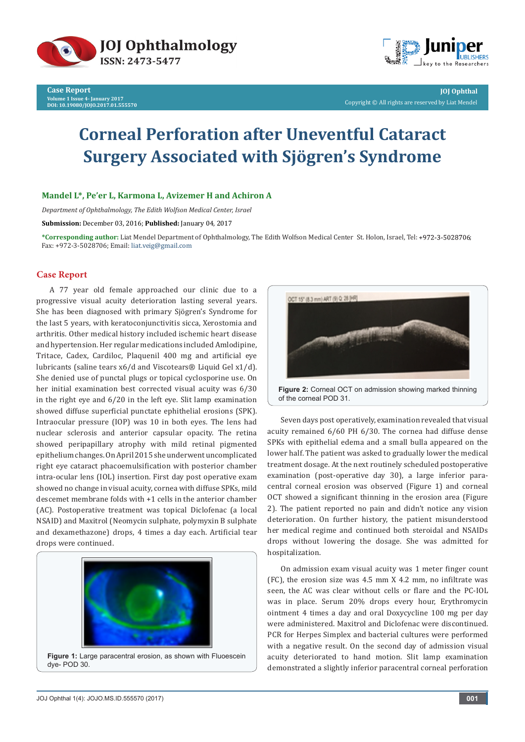# Corneal Perforation after Uneventful Cataract Surgery Associated with Sjögren's Syndrome

**Mandel L*, Pe'er L, Karmona L, Avizemer H and Achiron A**

*Department of Ophthalmology, The Edith Wolfson Medical Center, Israel*

**Submission:** December 03, 2016; **Published:** January 04, 2017

***Corresponding author:** Liat Mendel Department of Ophthalmology, The Edith Wolfson Medical Center St. Holon, Israel, Tel: +972-3-5028706; Fax: +972-3-5028706; Email: liat.veig@gmail.com

## Case Report

A 77 year old female approached our clinic due to a progressive visual acuity deterioration lasting several years. She has been diagnosed with primary Sjögren's Syndrome for the last 5 years, with keratoconjunctivitis sicca, Xerostomia and arthritis. Other medical history included ischemic heart disease and hypertension. Her regular medications included Amlodipine, Tritace, Cadex, Cardiloc, Plaquenil 400 mg and artificial eye lubricants (saline tears x6/d and Viscotears® Liquid Gel x1/d). She denied use of punctal plugs or topical cyclosporine use. On her initial examination best corrected visual acuity was 6/30 in the right eye and 6/20 in the left eye. Slit lamp examination showed diffuse superficial punctate ephithelial erosions (SPK). Intraocular pressure (IOP) was 10 in both eyes. The lens had nuclear sclerosis and anterior capsular opacity. The retina showed peripapillary atrophy with mild retinal pigmented epithelium changes. On April 2015 she underwent uncomplicated right eye cataract phacoemulsification with posterior chamber intra-ocular lens (IOL) insertion. First day post operative exam showed no change in visual acuity, cornea with diffuse SPKs, mild descemet membrane folds with +1 cells in the anterior chamber (AC). Postoperative treatment was topical Diclofenac (a local NSAID) and Maxitrol (Neomycin sulphate, polymyxin B sulphate and dexamethazone) drops, 4 times a day each. Artificial tear drops were continued.

**Figure 1:** Large paracentral erosion, as shown with Fluoescein dye- POD 30.

**Figure 2:** Corneal OCT on admission showing marked thinning of the corneal POD 31.

Seven days post operatively, examination revealed that visual acuity remained 6/60 PH 6/30. The cornea had diffuse dense SPKs with epithelial edema and a small bulla appeared on the lower half. The patient was asked to gradually lower the medical treatment dosage. At the next routinely scheduled postoperative examination (post-operative day 30), a large inferior para-central corneal erosion was observed (Figure 1) and corneal OCT showed a significant thinning in the erosion area (Figure 2). The patient reported no pain and didn't notice any vision deterioration. On further history, the patient misunderstood her medical regime and continued both steroidal and NSAIDs drops without lowering the dosage. She was admitted for hospitalization.

On admission exam visual acuity was 1 meter finger count (FC), the erosion size was 4.5 mm X 4.2 mm, no infiltrate was seen, the AC was clear without cells or flare and the PC-IOL was in place. Serum 20% drops every hour, Erythromycin ointment 4 times a day and oral Doxycycline 100 mg per day were administered. Maxitrol and Diclofenac were discontinued. PCR for Herpes Simplex and bacterial cultures were performed with a negative result. On the second day of admission visual acuity deteriorated to hand motion. Slit lamp examination demonstrated a slightly inferior paracentral corneal perforation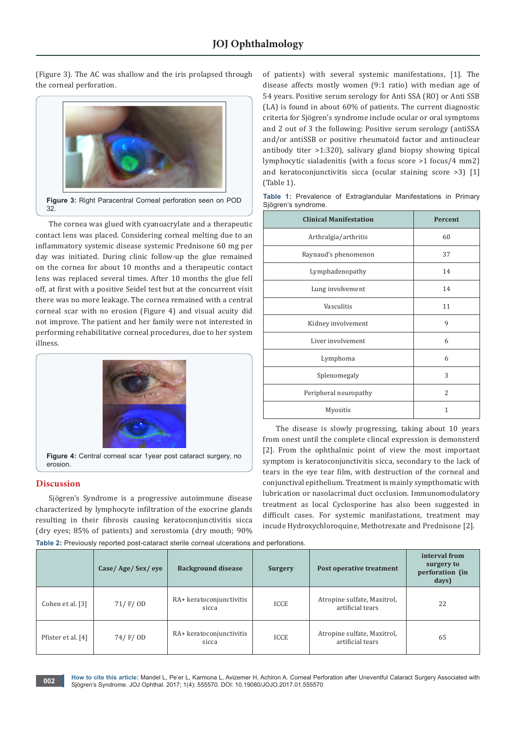(Figure 3). The AC was shallow and the iris prolapsed through the corneal perforation.

**Figure 3:** Right Paracentral Corneal perforation seen on POD 32.

The cornea was glued with cyanoacrylate and a therapeutic contact lens was placed. Considering corneal melting due to an inflammatory systemic disease systemic Prednisone 60 mg per day was initiated. During clinic follow-up the glue remained on the cornea for about 10 months and a therapeutic contact lens was replaced several times. After 10 months the glue fell off, at first with a positive Seidel test but at the concurrent visit there was no more leakage. The cornea remained with a central corneal scar with no erosion (Figure 4) and visual acuity did not improve. The patient and her family were not interested in performing rehabilitative corneal procedures, due to her system illness.

**Figure 4:** Central corneal scar 1year post cataract surgery, no erosion.

## Discussion

Sjögren's Syndrome is a progressive autoimmune disease characterized by lymphocyte infiltration of the exocrine glands resulting in their fibrosis causing keratoconjunctivitis sicca (dry eyes; 85% of patients) and xerostomia (dry mouth; 90% of patients) with several systemic manifestations, [1]. The disease affects mostly women (9:1 ratio) with median age of 54 years. Positive serum serology for Anti SSA (RO) or Anti SSB (LA) is found in about 60% of patients. The current diagnostic criteria for Sjögren's syndrome include ocular or oral symptoms and 2 out of 3 the following: Positive serum serology (antiSSA and/or antiSSB or positive rheumatoid factor and antinuclear antibody titer >1:320), salivary gland biopsy showing tipical lymphocytic sialadenitis (with a focus score >1 focus/4 mm2) and keratoconjunctivitis sicca (ocular staining score >3) [1] (Table 1).

**Table 1:** Prevalence of Extraglandular Manifestations in Primary Sjögren's syndrome.

| Clinical Manifestation | Percent |
|---|---|
| Arthralgia/arthritis | 60 |
| Raynaud's phenomenon | 37 |
| Lymphadenopathy | 14 |
| Lung involvement | 14 |
| Vasculitis | 11 |
| Kidney involvement | 9 |
| Liver involvement | 6 |
| Lymphoma | 6 |
| Splenomegaly | 3 |
| Peripheral neuropathy | 2 |
| Myositis | 1 |

The disease is slowly progressing, taking about 10 years from onest until the complete clincal expression is demonsterd [2]. From the ophthalmic point of view the most important symptom is keratoconjunctivitis sicca, secondary to the lack of tears in the eye tear film, with destruction of the corneal and conjunctival epithelium. Treatment is mainly sympthomatic with lubrication or nasolacrimal duct occlusion. Immunomodulatory treatment as local Cyclosporine has also been suggested in difficult cases. For systemic manifastations, treatment may incude Hydroxychloroquine, Methotrexate and Prednisone [2].

**Table 2:** Previously reported post-cataract sterile corneal ulcerations and perforations.

| | Case/ Age/ Sex/ eye | Background disease | Surgery | Post operative treatment | interval from surgery to perforation (in days) |
|---|---|---|---|---|---|
| Cohen et al. [3] | 71/ F/ OD | RA+ keratoconjunctivitis sicca | ICCE | Atropine sulfate, Maxitrol, artificial tears | 22 |
| Pfister et al. [4] | 74/ F/ OD | RA+ keratoconjunctivitis sicca | ICCE | Atropine sulfate, Maxitrol, artificial tears | 65 |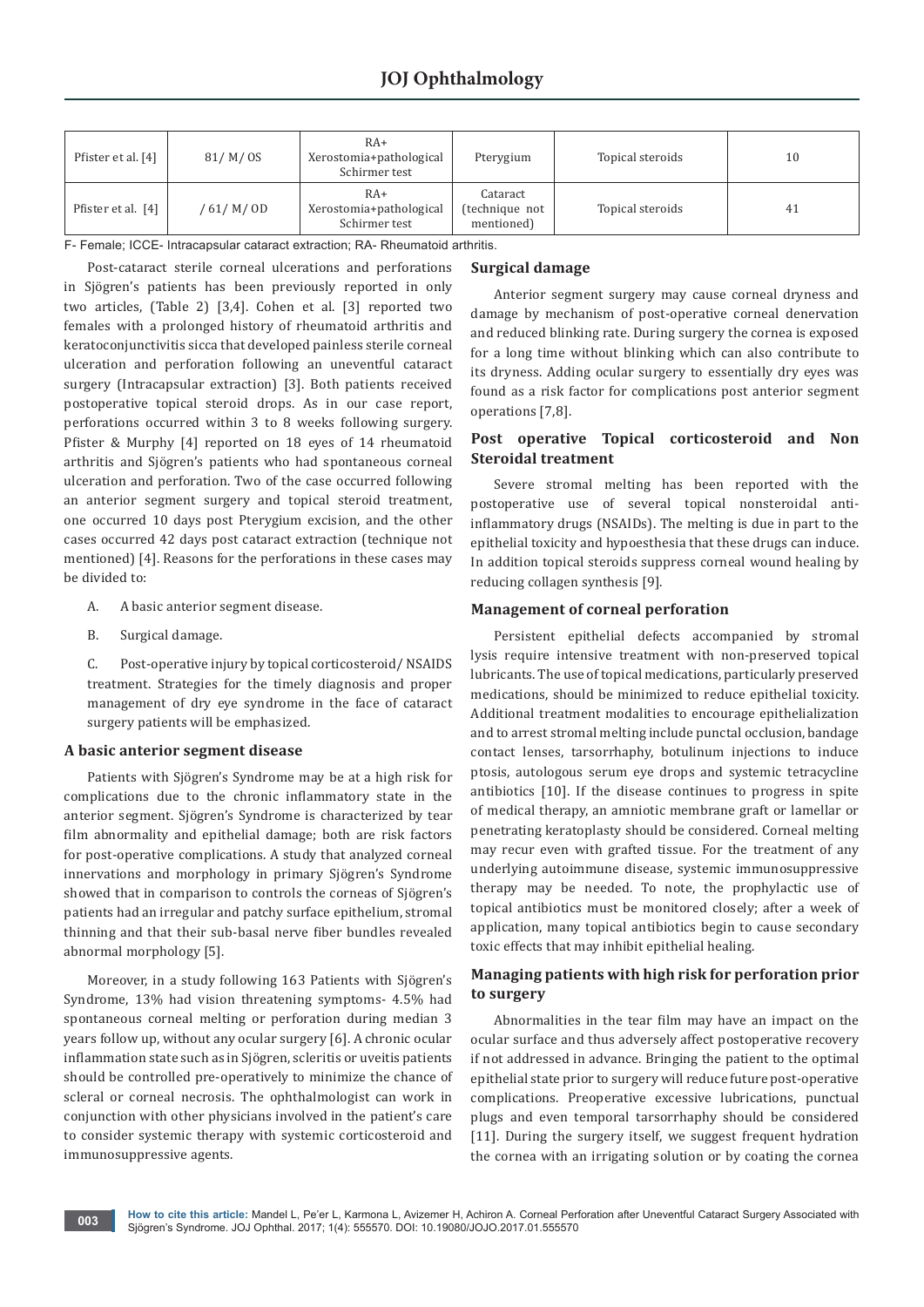| Pfister et al. [4] | 81/ M/ OS | RA+ Xerostomia+pathological Schirmer test | Pterygium | Topical steroids | 10 |
|---|---|---|---|---|---|
| Pfister et al. [4] | / 61/ M/ OD | RA+ Xerostomia+pathological Schirmer test | Cataract (technique not mentioned) | Topical steroids | 41 |

F- Female; ICCE- Intracapsular cataract extraction; RA- Rheumatoid arthritis.

Post-cataract sterile corneal ulcerations and perforations in Sjögren's patients has been previously reported in only two articles, (Table 2) [3,4]. Cohen et al. [3] reported two females with a prolonged history of rheumatoid arthritis and keratoconjunctivitis sicca that developed painless sterile corneal ulceration and perforation following an uneventful cataract surgery (Intracapsular extraction) [3]. Both patients received postoperative topical steroid drops. As in our case report, perforations occurred within 3 to 8 weeks following surgery. Pfister & Murphy [4] reported on 18 eyes of 14 rheumatoid arthritis and Sjögren's patients who had spontaneous corneal ulceration and perforation. Two of the case occurred following an anterior segment surgery and topical steroid treatment, one occurred 10 days post Pterygium excision, and the other cases occurred 42 days post cataract extraction (technique not mentioned) [4]. Reasons for the perforations in these cases may be divided to:

A. A basic anterior segment disease.

B. Surgical damage.

C. Post-operative injury by topical corticosteroid/ NSAIDS treatment. Strategies for the timely diagnosis and proper management of dry eye syndrome in the face of cataract surgery patients will be emphasized.

### A basic anterior segment disease

Patients with Sjögren's Syndrome may be at a high risk for complications due to the chronic inflammatory state in the anterior segment. Sjögren's Syndrome is characterized by tear film abnormality and epithelial damage; both are risk factors for post-operative complications. A study that analyzed corneal innervations and morphology in primary Sjögren's Syndrome showed that in comparison to controls the corneas of Sjögren's patients had an irregular and patchy surface epithelium, stromal thinning and that their sub-basal nerve fiber bundles revealed abnormal morphology [5].

Moreover, in a study following 163 Patients with Sjögren's Syndrome, 13% had vision threatening symptoms- 4.5% had spontaneous corneal melting or perforation during median 3 years follow up, without any ocular surgery [6]. A chronic ocular inflammation state such as in Sjögren, scleritis or uveitis patients should be controlled pre-operatively to minimize the chance of scleral or corneal necrosis. The ophthalmologist can work in conjunction with other physicians involved in the patient's care to consider systemic therapy with systemic corticosteroid and immunosuppressive agents.

### Surgical damage

Anterior segment surgery may cause corneal dryness and damage by mechanism of post-operative corneal denervation and reduced blinking rate. During surgery the cornea is exposed for a long time without blinking which can also contribute to its dryness. Adding ocular surgery to essentially dry eyes was found as a risk factor for complications post anterior segment operations [7,8].

### Post operative Topical corticosteroid and Non Steroidal treatment

Severe stromal melting has been reported with the postoperative use of several topical nonsteroidal anti-inflammatory drugs (NSAIDs). The melting is due in part to the epithelial toxicity and hypoesthesia that these drugs can induce. In addition topical steroids suppress corneal wound healing by reducing collagen synthesis [9].

### Management of corneal perforation

Persistent epithelial defects accompanied by stromal lysis require intensive treatment with non-preserved topical lubricants. The use of topical medications, particularly preserved medications, should be minimized to reduce epithelial toxicity. Additional treatment modalities to encourage epithelialization and to arrest stromal melting include punctal occlusion, bandage contact lenses, tarsorrhaphy, botulinum injections to induce ptosis, autologous serum eye drops and systemic tetracycline antibiotics [10]. If the disease continues to progress in spite of medical therapy, an amniotic membrane graft or lamellar or penetrating keratoplasty should be considered. Corneal melting may recur even with grafted tissue. For the treatment of any underlying autoimmune disease, systemic immunosuppressive therapy may be needed. To note, the prophylactic use of topical antibiotics must be monitored closely; after a week of application, many topical antibiotics begin to cause secondary toxic effects that may inhibit epithelial healing.

### Managing patients with high risk for perforation prior to surgery

Abnormalities in the tear film may have an impact on the ocular surface and thus adversely affect postoperative recovery if not addressed in advance. Bringing the patient to the optimal epithelial state prior to surgery will reduce future post-operative complications. Preoperative excessive lubrications, punctual plugs and even temporal tarsorrhaphy should be considered [11]. During the surgery itself, we suggest frequent hydration the cornea with an irrigating solution or by coating the cornea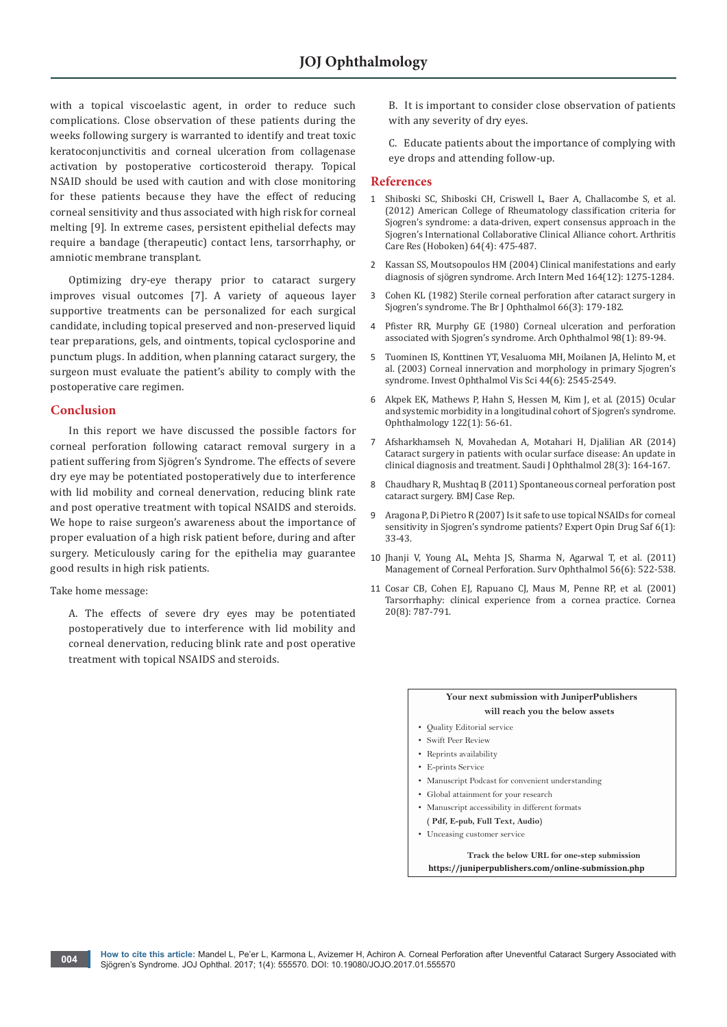with a topical viscoelastic agent, in order to reduce such complications. Close observation of these patients during the weeks following surgery is warranted to identify and treat toxic keratoconjunctivitis and corneal ulceration from collagenase activation by postoperative corticosteroid therapy. Topical NSAID should be used with caution and with close monitoring for these patients because they have the effect of reducing corneal sensitivity and thus associated with high risk for corneal melting [9]. In extreme cases, persistent epithelial defects may require a bandage (therapeutic) contact lens, tarsorrhaphy, or amniotic membrane transplant.

Optimizing dry-eye therapy prior to cataract surgery improves visual outcomes [7]. A variety of aqueous layer supportive treatments can be personalized for each surgical candidate, including topical preserved and non-preserved liquid tear preparations, gels, and ointments, topical cyclosporine and punctum plugs. In addition, when planning cataract surgery, the surgeon must evaluate the patient's ability to comply with the postoperative care regimen.

## Conclusion

In this report we have discussed the possible factors for corneal perforation following cataract removal surgery in a patient suffering from Sjögren's Syndrome. The effects of severe dry eye may be potentiated postoperatively due to interference with lid mobility and corneal denervation, reducing blink rate and post operative treatment with topical NSAIDS and steroids. We hope to raise surgeon's awareness about the importance of proper evaluation of a high risk patient before, during and after surgery. Meticulously caring for the epithelia may guarantee good results in high risk patients.

Take home message:

A. The effects of severe dry eyes may be potentiated postoperatively due to interference with lid mobility and corneal denervation, reducing blink rate and post operative treatment with topical NSAIDS and steroids.

B. It is important to consider close observation of patients with any severity of dry eyes.

C. Educate patients about the importance of complying with eye drops and attending follow-up.

## References

1. Shiboski SC, Shiboski CH, Criswell L, Baer A, Challacombe S, et al. (2012) American College of Rheumatology classification criteria for Sjogren's syndrome: a data-driven, expert consensus approach in the Sjogren's International Collaborative Clinical Alliance cohort. Arthritis Care Res (Hoboken) 64(4): 475-487.
2. Kassan SS, Moutsopoulos HM (2004) Clinical manifestations and early diagnosis of sjögren syndrome. Arch Intern Med 164(12): 1275-1284.
3. Cohen KL (1982) Sterile corneal perforation after cataract surgery in Sjogren's syndrome. The Br J Ophthalmol 66(3): 179-182.
4. Pfister RR, Murphy GE (1980) Corneal ulceration and perforation associated with Sjogren's syndrome. Arch Ophthalmol 98(1): 89-94.
5. Tuominen IS, Konttinen YT, Vesaluoma MH, Moilanen JA, Helinto M, et al. (2003) Corneal innervation and morphology in primary Sjogren's syndrome. Invest Ophthalmol Vis Sci 44(6): 2545-2549.
6. Akpek EK, Mathews P, Hahn S, Hessen M, Kim J, et al. (2015) Ocular and systemic morbidity in a longitudinal cohort of Sjogren's syndrome. Ophthalmology 122(1): 56-61.
7. Afsharkhamseh N, Movahedan A, Motahari H, Djalilian AR (2014) Cataract surgery in patients with ocular surface disease: An update in clinical diagnosis and treatment. Saudi J Ophthalmol 28(3): 164-167.
8. Chaudhary R, Mushtaq B (2011) Spontaneous corneal perforation post cataract surgery. BMJ Case Rep.
9. Aragona P, Di Pietro R (2007) Is it safe to use topical NSAIDs for corneal sensitivity in Sjogren's syndrome patients? Expert Opin Drug Saf 6(1): 33-43.
10. Jhanji V, Young AL, Mehta JS, Sharma N, Agarwal T, et al. (2011) Management of Corneal Perforation. Surv Ophthalmol 56(6): 522-538.
11. Cosar CB, Cohen EJ, Rapuano CJ, Maus M, Penne RP, et al. (2001) Tarsorrhaphy: clinical experience from a cornea practice. Cornea 20(8): 787-791.

**Your next submission with JuniperPublishers will reach you the below assets**

- Quality Editorial service
- Swift Peer Review
- Reprints availability
- E-prints Service
- Manuscript Podcast for convenient understanding
- Global attainment for your research
- Manuscript accessibility in different formats **( Pdf, E-pub, Full Text, Audio)**
- Unceasing customer service

**Track the below URL for one-step submission**
**https://juniperpublishers.com/online-submission.php**

**How to cite this article:** Mandel L, Pe'er L, Karmona L, Avizemer H, Achiron A. Corneal Perforation after Uneventful Cataract Surgery Associated with Sjögren's Syndrome. JOJ Ophthal. 2017; 1(4): 555570. DOI: 10.19080/JOJO.2017.01.555570